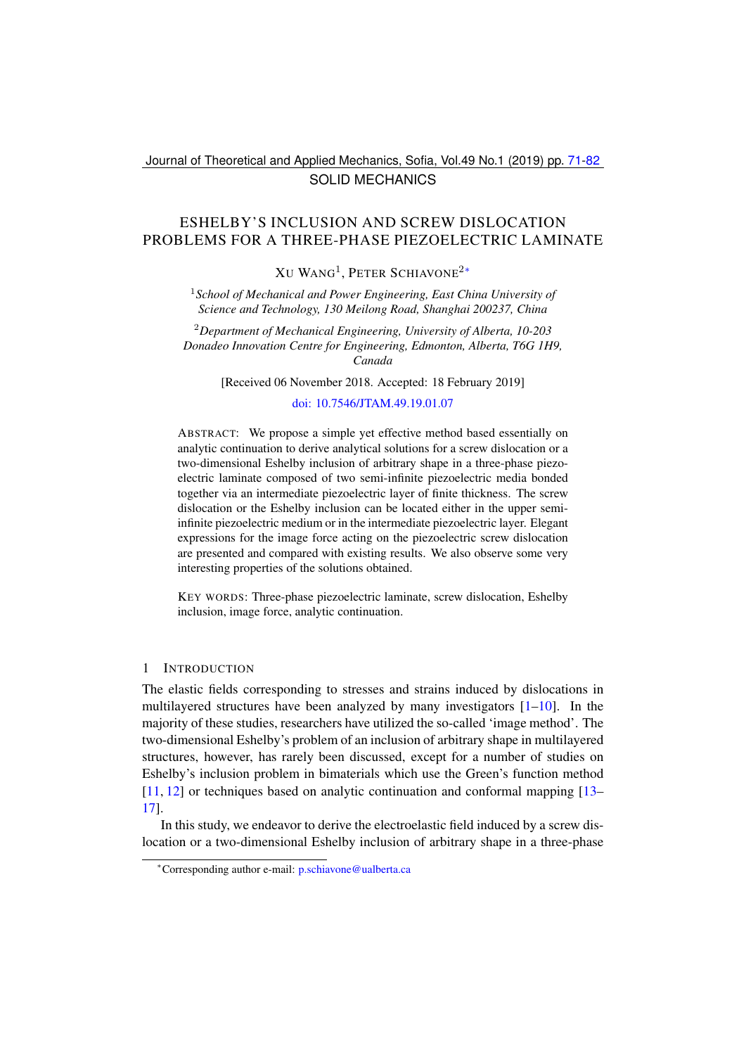SOLID MECHANICS

# ESHELBY'S INCLUSION AND SCREW DISLOCATION PROBLEMS FOR A THREE-PHASE PIEZOELECTRIC LAMINATE

Xu Wang[1], Peter Schiavone[2*]

[1]*School of Mechanical and Power Engineering, East China University of Science and Technology, 130 Meilong Road, Shanghai 200237, China*

[2]*Department of Mechanical Engineering, University of Alberta, 10-203 Donadeo Innovation Centre for Engineering, Edmonton, Alberta, T6G 1H9, Canada*

[Received 06 November 2018. Accepted: 18 February 2019]

doi: 10.7546/JTAM.49.19.01.07

Abstract: We propose a simple yet effective method based essentially on analytic continuation to derive analytical solutions for a screw dislocation or a two-dimensional Eshelby inclusion of arbitrary shape in a three-phase piezoelectric laminate composed of two semi-infinite piezoelectric media bonded together via an intermediate piezoelectric layer of finite thickness. The screw dislocation or the Eshelby inclusion can be located either in the upper semi-infinite piezoelectric medium or in the intermediate piezoelectric layer. Elegant expressions for the image force acting on the piezoelectric screw dislocation are presented and compared with existing results. We also observe some very interesting properties of the solutions obtained.

Key words: Three-phase piezoelectric laminate, screw dislocation, Eshelby inclusion, image force, analytic continuation.

## 1 Introduction

The elastic fields corresponding to stresses and strains induced by dislocations in multilayered structures have been analyzed by many investigators [1–10]. In the majority of these studies, researchers have utilized the so-called 'image method'. The two-dimensional Eshelby's problem of an inclusion of arbitrary shape in multilayered structures, however, has rarely been discussed, except for a number of studies on Eshelby's inclusion problem in bimaterials which use the Green's function method [11, 12] or techniques based on analytic continuation and conformal mapping [13–17].

In this study, we endeavor to derive the electroelastic field induced by a screw dislocation or a two-dimensional Eshelby inclusion of arbitrary shape in a three-phase

*Corresponding author e-mail: p.schiavone@ualberta.ca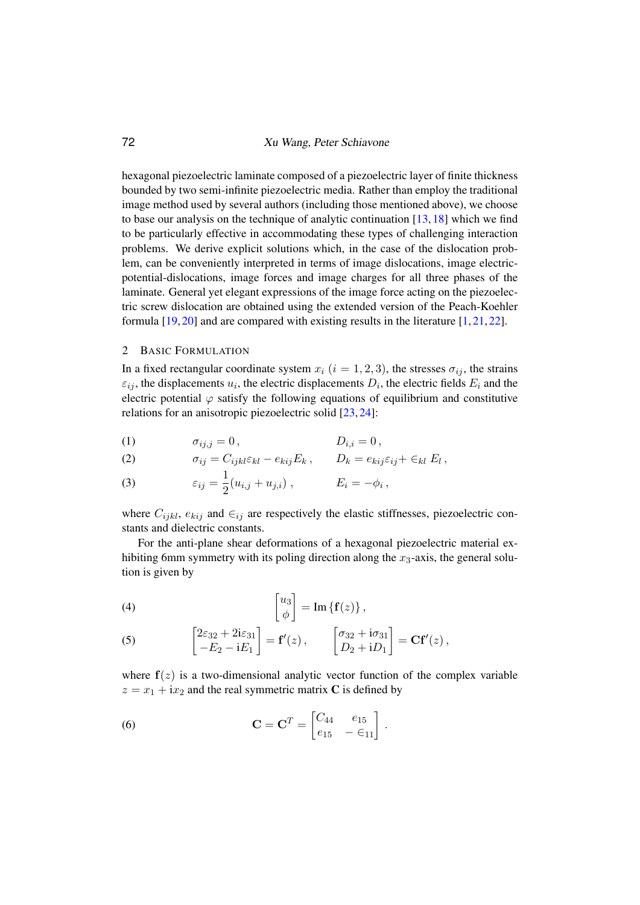hexagonal piezoelectric laminate composed of a piezoelectric layer of finite thickness bounded by two semi-infinite piezoelectric media. Rather than employ the traditional image method used by several authors (including those mentioned above), we choose to base our analysis on the technique of analytic continuation [13, 18] which we find to be particularly effective in accommodating these types of challenging interaction problems. We derive explicit solutions which, in the case of the dislocation problem, can be conveniently interpreted in terms of image dislocations, image electric-potential-dislocations, image forces and image charges for all three phases of the laminate. General yet elegant expressions of the image force acting on the piezoelectric screw dislocation are obtained using the extended version of the Peach-Koehler formula [19, 20] and are compared with existing results in the literature [1, 21, 22].

## 2 Basic Formulation

In a fixed rectangular coordinate system $x_i$ $(i = 1, 2, 3)$, the stresses $\sigma_{ij}$, the strains $\varepsilon_{ij}$, the displacements $u_i$, the electric displacements $D_i$, the electric fields $E_i$ and the electric potential $\varphi$ satisfy the following equations of equilibrium and constitutive relations for an anisotropic piezoelectric solid [23, 24]:

$$\sigma_{ij,j} = 0\,, \qquad D_{i,i} = 0\,, \tag{1}$$

$$\sigma_{ij} = C_{ijkl}\varepsilon_{kl} - e_{kij}E_k\,, \qquad D_k = e_{kij}\varepsilon_{ij} + \in_{kl} E_l\,, \tag{2}$$

$$\varepsilon_{ij} = \frac{1}{2}(u_{i,j} + u_{j,i})\,, \qquad E_i = -\phi_i\,, \tag{3}$$

where $C_{ijkl}$, $e_{kij}$ and $\in_{ij}$ are respectively the elastic stiffnesses, piezoelectric constants and dielectric constants.

For the anti-plane shear deformations of a hexagonal piezoelectric material exhibiting 6mm symmetry with its poling direction along the $x_3$-axis, the general solution is given by

$$\begin{bmatrix} u_3 \\ \phi \end{bmatrix} = \text{Im}\left\{\mathbf{f}(z)\right\}, \tag{4}$$

$$\begin{bmatrix} 2\varepsilon_{32} + 2\mathrm{i}\varepsilon_{31} \\ -E_2 - \mathrm{i}E_1 \end{bmatrix} = \mathbf{f}'(z)\,, \qquad \begin{bmatrix} \sigma_{32} + \mathrm{i}\sigma_{31} \\ D_2 + \mathrm{i}D_1 \end{bmatrix} = \mathbf{C}\mathbf{f}'(z)\,, \tag{5}$$

where $\mathbf{f}(z)$ is a two-dimensional analytic vector function of the complex variable $z = x_1 + \mathrm{i}x_2$ and the real symmetric matrix $\mathbf{C}$ is defined by

$$\mathbf{C} = \mathbf{C}^T = \begin{bmatrix} C_{44} & e_{15} \\ e_{15} & -\in_{11} \end{bmatrix}. \tag{6}$$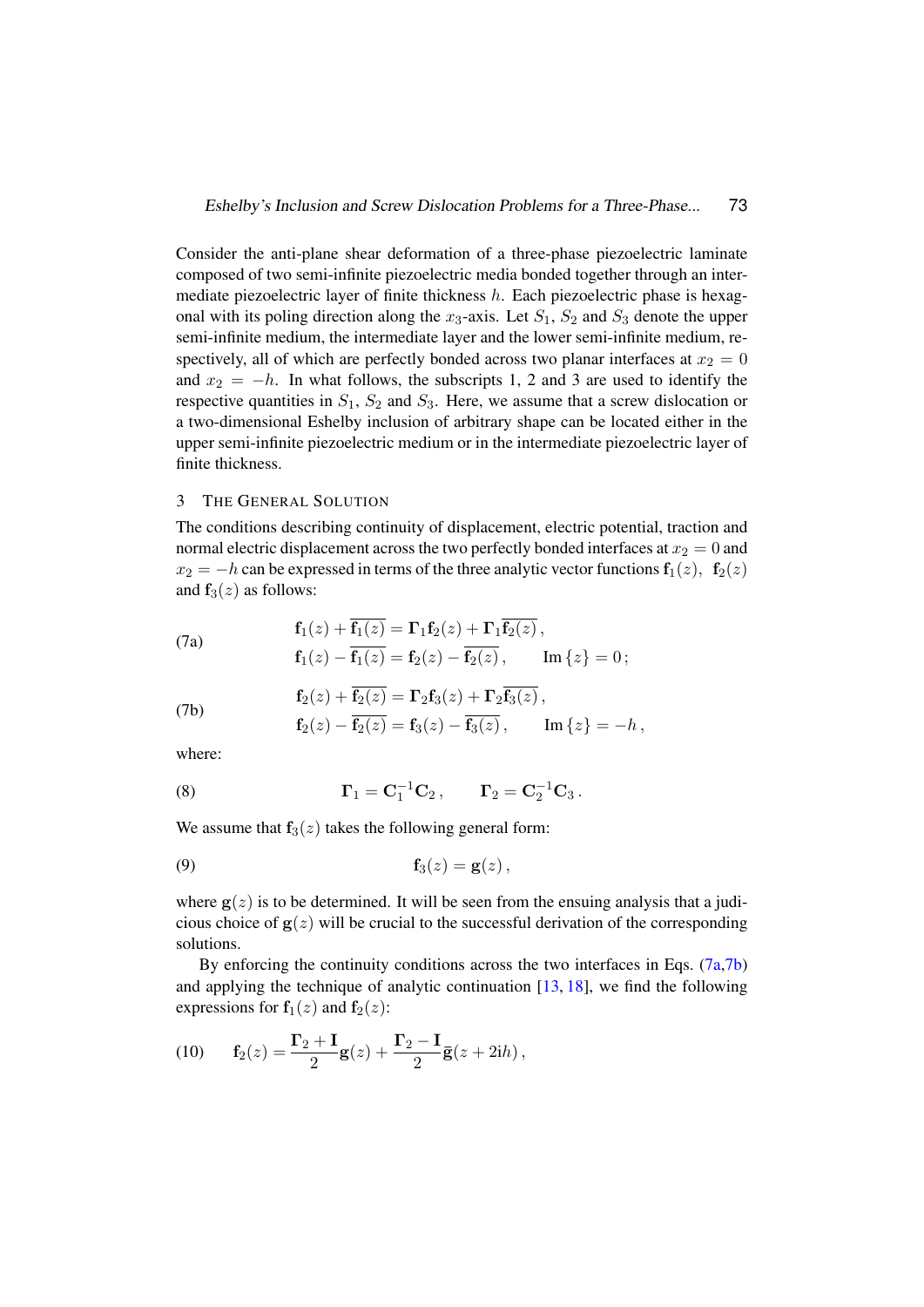Consider the anti-plane shear deformation of a three-phase piezoelectric laminate composed of two semi-infinite piezoelectric media bonded together through an intermediate piezoelectric layer of finite thickness $h$. Each piezoelectric phase is hexagonal with its poling direction along the $x_3$-axis. Let $S_1$, $S_2$ and $S_3$ denote the upper semi-infinite medium, the intermediate layer and the lower semi-infinite medium, respectively, all of which are perfectly bonded across two planar interfaces at $x_2 = 0$ and $x_2 = -h$. In what follows, the subscripts 1, 2 and 3 are used to identify the respective quantities in $S_1$, $S_2$ and $S_3$. Here, we assume that a screw dislocation or a two-dimensional Eshelby inclusion of arbitrary shape can be located either in the upper semi-infinite piezoelectric medium or in the intermediate piezoelectric layer of finite thickness.

## 3 The General Solution

The conditions describing continuity of displacement, electric potential, traction and normal electric displacement across the two perfectly bonded interfaces at $x_2 = 0$ and $x_2 = -h$ can be expressed in terms of the three analytic vector functions $\mathbf{f}_1(z)$, $\mathbf{f}_2(z)$ and $\mathbf{f}_3(z)$ as follows:

$$
\begin{aligned}
&\mathbf{f}_1(z) + \overline{\mathbf{f}_1(z)} = \mathbf{\Gamma}_1 \mathbf{f}_2(z) + \mathbf{\Gamma}_1 \overline{\mathbf{f}_2(z)}\,, \\
&\mathbf{f}_1(z) - \overline{\mathbf{f}_1(z)} = \mathbf{f}_2(z) - \overline{\mathbf{f}_2(z)}\,, \qquad \operatorname{Im}\{z\} = 0\,;
\end{aligned}
\tag{7a}
$$

$$
\begin{aligned}
&\mathbf{f}_2(z) + \overline{\mathbf{f}_2(z)} = \mathbf{\Gamma}_2 \mathbf{f}_3(z) + \mathbf{\Gamma}_2 \overline{\mathbf{f}_3(z)}\,, \\
&\mathbf{f}_2(z) - \overline{\mathbf{f}_2(z)} = \mathbf{f}_3(z) - \overline{\mathbf{f}_3(z)}\,, \qquad \operatorname{Im}\{z\} = -h\,,
\end{aligned}
\tag{7b}
$$

where:

$$
\mathbf{\Gamma}_1 = \mathbf{C}_1^{-1}\mathbf{C}_2\,, \qquad \mathbf{\Gamma}_2 = \mathbf{C}_2^{-1}\mathbf{C}_3\,. \tag{8}
$$

We assume that $\mathbf{f}_3(z)$ takes the following general form:

$$
\mathbf{f}_3(z) = \mathbf{g}(z)\,, \tag{9}
$$

where $\mathbf{g}(z)$ is to be determined. It will be seen from the ensuing analysis that a judicious choice of $\mathbf{g}(z)$ will be crucial to the successful derivation of the corresponding solutions.

By enforcing the continuity conditions across the two interfaces in Eqs. (7a,7b) and applying the technique of analytic continuation [13, 18], we find the following expressions for $\mathbf{f}_1(z)$ and $\mathbf{f}_2(z)$:

$$
\mathbf{f}_2(z) = \frac{\mathbf{\Gamma}_2 + \mathbf{I}}{2}\mathbf{g}(z) + \frac{\mathbf{\Gamma}_2 - \mathbf{I}}{2}\bar{\mathbf{g}}(z + 2\mathrm{i}h)\,, \tag{10}
$$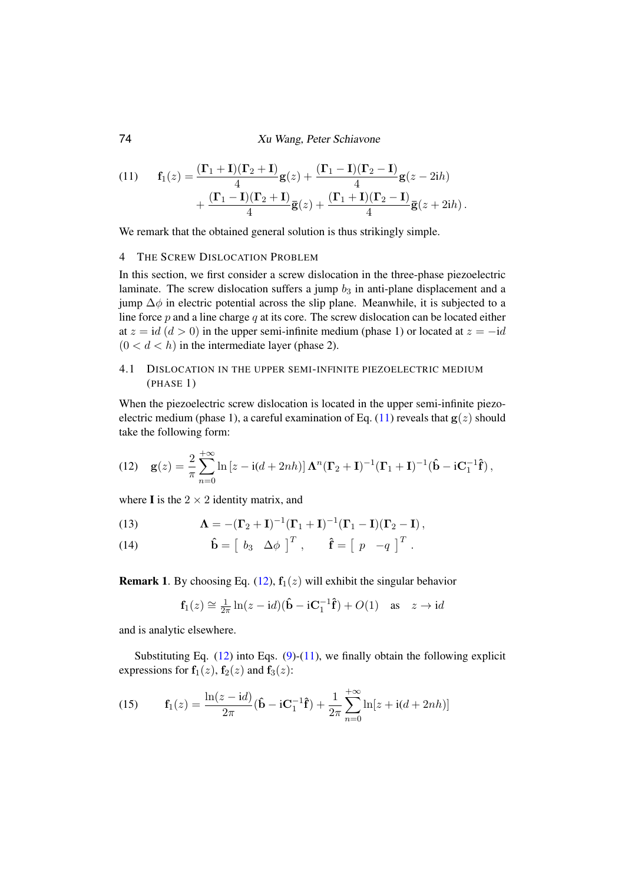$$
\begin{aligned}
\text{(11)} \qquad \mathbf{f}_1(z) = {} & \frac{(\mathbf{\Gamma}_1+\mathbf{I})(\mathbf{\Gamma}_2+\mathbf{I})}{4}\mathbf{g}(z) + \frac{(\mathbf{\Gamma}_1-\mathbf{I})(\mathbf{\Gamma}_2-\mathbf{I})}{4}\mathbf{g}(z-2\mathrm{i}h) \\
& + \frac{(\mathbf{\Gamma}_1-\mathbf{I})(\mathbf{\Gamma}_2+\mathbf{I})}{4}\bar{\mathbf{g}}(z) + \frac{(\mathbf{\Gamma}_1+\mathbf{I})(\mathbf{\Gamma}_2-\mathbf{I})}{4}\bar{\mathbf{g}}(z+2\mathrm{i}h)\,.
\end{aligned}
$$

We remark that the obtained general solution is thus strikingly simple.

## 4 The Screw Dislocation Problem

In this section, we first consider a screw dislocation in the three-phase piezoelectric laminate. The screw dislocation suffers a jump $b_3$ in anti-plane displacement and a jump $\Delta\phi$ in electric potential across the slip plane. Meanwhile, it is subjected to a line force $p$ and a line charge $q$ at its core. The screw dislocation can be located either at $z = \mathrm{i}d$ ($d > 0$) in the upper semi-infinite medium (phase 1) or located at $z = -\mathrm{i}d$ ($0 < d < h$) in the intermediate layer (phase 2).

### 4.1 Dislocation in the upper semi-infinite piezoelectric medium (phase 1)

When the piezoelectric screw dislocation is located in the upper semi-infinite piezoelectric medium (phase 1), a careful examination of Eq. (11) reveals that $\mathbf{g}(z)$ should take the following form:

$$
\text{(12)} \qquad \mathbf{g}(z) = \frac{2}{\pi}\sum_{n=0}^{+\infty} \ln\left[z - \mathrm{i}(d+2nh)\right] \mathbf{\Lambda}^n (\mathbf{\Gamma}_2+\mathbf{I})^{-1}(\mathbf{\Gamma}_1+\mathbf{I})^{-1}(\hat{\mathbf{b}} - \mathrm{i}\mathbf{C}_1^{-1}\hat{\mathbf{f}})\,,
$$

where $\mathbf{I}$ is the $2\times 2$ identity matrix, and

$$
\text{(13)} \qquad \mathbf{\Lambda} = -(\mathbf{\Gamma}_2+\mathbf{I})^{-1}(\mathbf{\Gamma}_1+\mathbf{I})^{-1}(\mathbf{\Gamma}_1-\mathbf{I})(\mathbf{\Gamma}_2-\mathbf{I})\,,
$$

$$
\text{(14)} \qquad \hat{\mathbf{b}} = \begin{bmatrix} b_3 & \Delta\phi \end{bmatrix}^T, \qquad \hat{\mathbf{f}} = \begin{bmatrix} p & -q \end{bmatrix}^T.
$$

**Remark 1**. By choosing Eq. (12), $\mathbf{f}_1(z)$ will exhibit the singular behavior

$$
\mathbf{f}_1(z) \cong \tfrac{1}{2\pi}\ln(z-\mathrm{i}d)(\hat{\mathbf{b}} - \mathrm{i}\mathbf{C}_1^{-1}\hat{\mathbf{f}}) + O(1) \quad \text{as} \quad z \to \mathrm{i}d
$$

and is analytic elsewhere.

Substituting Eq. (12) into Eqs. (9)-(11), we finally obtain the following explicit expressions for $\mathbf{f}_1(z)$, $\mathbf{f}_2(z)$ and $\mathbf{f}_3(z)$:

$$
\text{(15)} \qquad \mathbf{f}_1(z) = \frac{\ln(z-\mathrm{i}d)}{2\pi}(\hat{\mathbf{b}} - \mathrm{i}\mathbf{C}_1^{-1}\hat{\mathbf{f}}) + \frac{1}{2\pi}\sum_{n=0}^{+\infty}\ln[z+\mathrm{i}(d+2nh)]
$$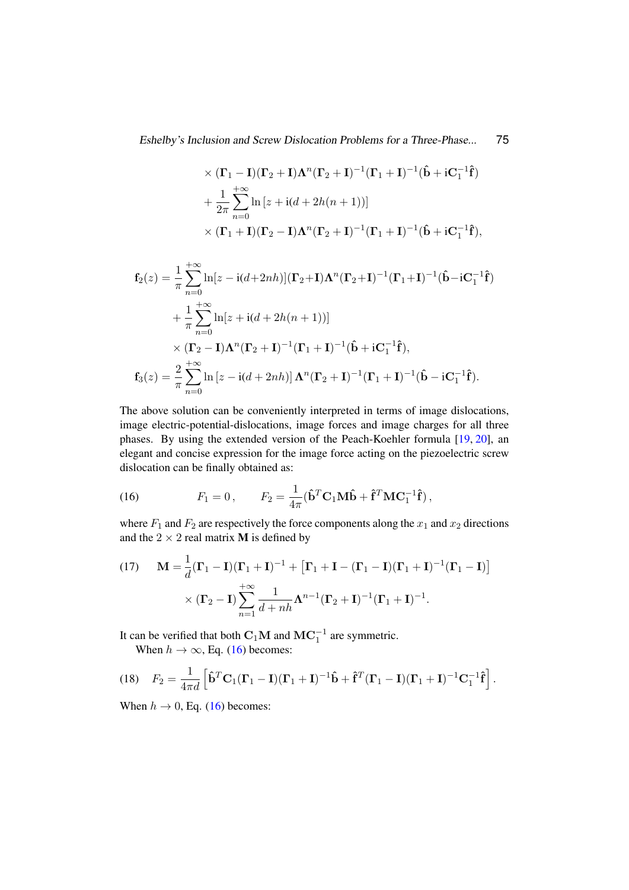$$\times (\mathbf{\Gamma}_1 - \mathbf{I})(\mathbf{\Gamma}_2 + \mathbf{I})\mathbf{\Lambda}^n(\mathbf{\Gamma}_2 + \mathbf{I})^{-1}(\mathbf{\Gamma}_1 + \mathbf{I})^{-1}(\hat{\mathbf{b}} + \mathrm{i}\mathbf{C}_1^{-1}\hat{\mathbf{f}})$$
$$+ \frac{1}{2\pi}\sum_{n=0}^{+\infty} \ln\left[z + \mathrm{i}(d + 2h(n+1))\right]$$
$$\times (\mathbf{\Gamma}_1 + \mathbf{I})(\mathbf{\Gamma}_2 - \mathbf{I})\mathbf{\Lambda}^n(\mathbf{\Gamma}_2 + \mathbf{I})^{-1}(\mathbf{\Gamma}_1 + \mathbf{I})^{-1}(\hat{\mathbf{b}} + \mathrm{i}\mathbf{C}_1^{-1}\hat{\mathbf{f}}),$$

$$\mathbf{f}_2(z) = \frac{1}{\pi}\sum_{n=0}^{+\infty} \ln[z - \mathrm{i}(d+2nh)](\mathbf{\Gamma}_2+\mathbf{I})\mathbf{\Lambda}^n(\mathbf{\Gamma}_2+\mathbf{I})^{-1}(\mathbf{\Gamma}_1+\mathbf{I})^{-1}(\hat{\mathbf{b}}-\mathrm{i}\mathbf{C}_1^{-1}\hat{\mathbf{f}})$$
$$+ \frac{1}{\pi}\sum_{n=0}^{+\infty} \ln[z + \mathrm{i}(d + 2h(n+1))]$$
$$\times (\mathbf{\Gamma}_2 - \mathbf{I})\mathbf{\Lambda}^n(\mathbf{\Gamma}_2 + \mathbf{I})^{-1}(\mathbf{\Gamma}_1 + \mathbf{I})^{-1}(\hat{\mathbf{b}} + \mathrm{i}\mathbf{C}_1^{-1}\hat{\mathbf{f}}),$$

$$\mathbf{f}_3(z) = \frac{2}{\pi}\sum_{n=0}^{+\infty} \ln\left[z - \mathrm{i}(d + 2nh)\right]\mathbf{\Lambda}^n(\mathbf{\Gamma}_2 + \mathbf{I})^{-1}(\mathbf{\Gamma}_1 + \mathbf{I})^{-1}(\hat{\mathbf{b}} - \mathrm{i}\mathbf{C}_1^{-1}\hat{\mathbf{f}}).$$

The above solution can be conveniently interpreted in terms of image dislocations, image electric-potential-dislocations, image forces and image charges for all three phases. By using the extended version of the Peach-Koehler formula [19, 20], an elegant and concise expression for the image force acting on the piezoelectric screw dislocation can be finally obtained as:

$$F_1 = 0\,, \qquad F_2 = \frac{1}{4\pi}(\hat{\mathbf{b}}^T\mathbf{C}_1\mathbf{M}\hat{\mathbf{b}} + \hat{\mathbf{f}}^T\mathbf{M}\mathbf{C}_1^{-1}\hat{\mathbf{f}})\,, \tag{16}$$

where $F_1$ and $F_2$ are respectively the force components along the $x_1$ and $x_2$ directions and the $2\times 2$ real matrix $\mathbf{M}$ is defined by

$$\mathbf{M} = \frac{1}{d}(\mathbf{\Gamma}_1 - \mathbf{I})(\mathbf{\Gamma}_1 + \mathbf{I})^{-1} + \left[\mathbf{\Gamma}_1 + \mathbf{I} - (\mathbf{\Gamma}_1 - \mathbf{I})(\mathbf{\Gamma}_1 + \mathbf{I})^{-1}(\mathbf{\Gamma}_1 - \mathbf{I})\right]$$
$$\times (\mathbf{\Gamma}_2 - \mathbf{I})\sum_{n=1}^{+\infty}\frac{1}{d+nh}\mathbf{\Lambda}^{n-1}(\mathbf{\Gamma}_2 + \mathbf{I})^{-1}(\mathbf{\Gamma}_1 + \mathbf{I})^{-1}. \tag{17}$$

It can be verified that both $\mathbf{C}_1\mathbf{M}$ and $\mathbf{M}\mathbf{C}_1^{-1}$ are symmetric.

When $h \to \infty$, Eq. (16) becomes:

$$F_2 = \frac{1}{4\pi d}\left[\hat{\mathbf{b}}^T\mathbf{C}_1(\mathbf{\Gamma}_1 - \mathbf{I})(\mathbf{\Gamma}_1 + \mathbf{I})^{-1}\hat{\mathbf{b}} + \hat{\mathbf{f}}^T(\mathbf{\Gamma}_1 - \mathbf{I})(\mathbf{\Gamma}_1 + \mathbf{I})^{-1}\mathbf{C}_1^{-1}\hat{\mathbf{f}}\right]. \tag{18}$$

When $h \to 0$, Eq. (16) becomes: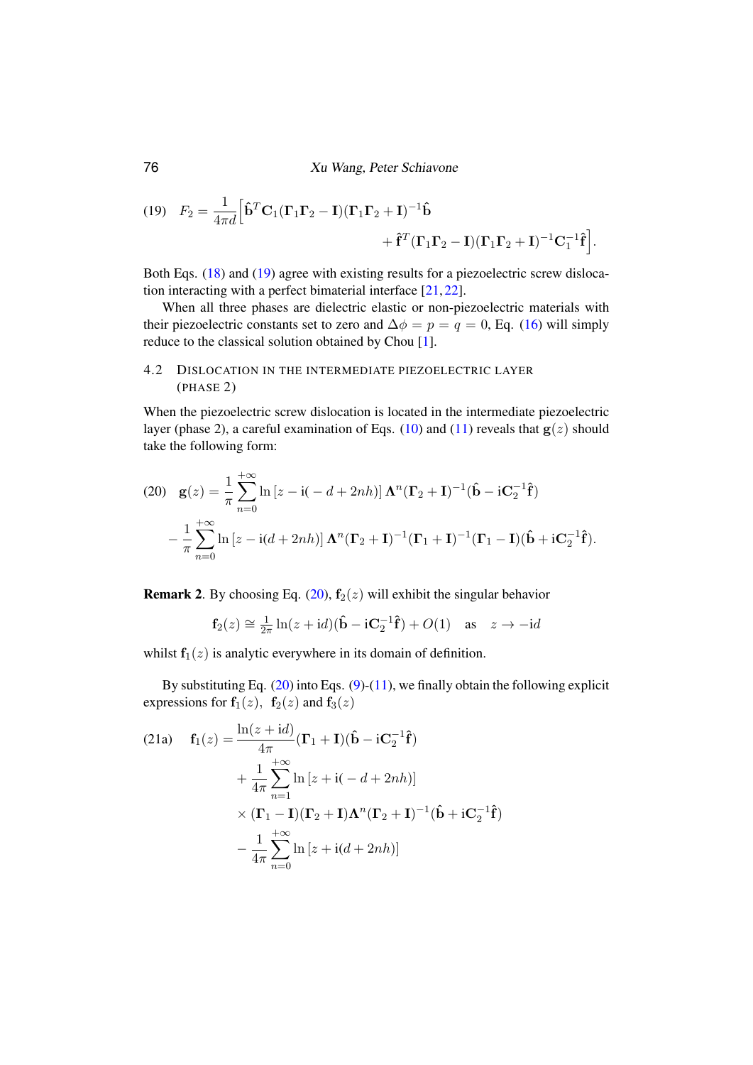$$(19)\quad F_2 = \frac{1}{4\pi d}\Big[\hat{\mathbf{b}}^T \mathbf{C}_1 (\boldsymbol{\Gamma}_1\boldsymbol{\Gamma}_2 - \mathbf{I})(\boldsymbol{\Gamma}_1\boldsymbol{\Gamma}_2 + \mathbf{I})^{-1}\hat{\mathbf{b}} + \hat{\mathbf{f}}^T (\boldsymbol{\Gamma}_1\boldsymbol{\Gamma}_2 - \mathbf{I})(\boldsymbol{\Gamma}_1\boldsymbol{\Gamma}_2 + \mathbf{I})^{-1}\mathbf{C}_1^{-1}\hat{\mathbf{f}}\Big].$$

Both Eqs. (18) and (19) agree with existing results for a piezoelectric screw dislocation interacting with a perfect bimaterial interface [21, 22].

When all three phases are dielectric elastic or non-piezoelectric materials with their piezoelectric constants set to zero and $\Delta\phi = p = q = 0$, Eq. (16) will simply reduce to the classical solution obtained by Chou [1].

### 4.2 Dislocation in the intermediate piezoelectric layer (phase 2)

When the piezoelectric screw dislocation is located in the intermediate piezoelectric layer (phase 2), a careful examination of Eqs. (10) and (11) reveals that $\mathbf{g}(z)$ should take the following form:

$$(20)\quad \mathbf{g}(z) = \frac{1}{\pi}\sum_{n=0}^{+\infty} \ln\left[z - \mathrm{i}(-d + 2nh)\right] \boldsymbol{\Lambda}^n (\boldsymbol{\Gamma}_2 + \mathbf{I})^{-1}(\hat{\mathbf{b}} - \mathrm{i}\mathbf{C}_2^{-1}\hat{\mathbf{f}}) - \frac{1}{\pi}\sum_{n=0}^{+\infty} \ln\left[z - \mathrm{i}(d + 2nh)\right] \boldsymbol{\Lambda}^n (\boldsymbol{\Gamma}_2 + \mathbf{I})^{-1}(\boldsymbol{\Gamma}_1 + \mathbf{I})^{-1}(\boldsymbol{\Gamma}_1 - \mathbf{I})(\hat{\mathbf{b}} + \mathrm{i}\mathbf{C}_2^{-1}\hat{\mathbf{f}}).$$

**Remark 2**. By choosing Eq. (20), $\mathbf{f}_2(z)$ will exhibit the singular behavior

$$\mathbf{f}_2(z) \cong \tfrac{1}{2\pi}\ln(z + \mathrm{i}d)(\hat{\mathbf{b}} - \mathrm{i}\mathbf{C}_2^{-1}\hat{\mathbf{f}}) + O(1) \quad \text{as} \quad z \to -\mathrm{i}d$$

whilst $\mathbf{f}_1(z)$ is analytic everywhere in its domain of definition.

By substituting Eq. (20) into Eqs. (9)-(11), we finally obtain the following explicit expressions for $\mathbf{f}_1(z)$, $\mathbf{f}_2(z)$ and $\mathbf{f}_3(z)$

$$(21a)\quad \mathbf{f}_1(z) = \frac{\ln(z + \mathrm{i}d)}{4\pi}(\boldsymbol{\Gamma}_1 + \mathbf{I})(\hat{\mathbf{b}} - \mathrm{i}\mathbf{C}_2^{-1}\hat{\mathbf{f}}) + \frac{1}{4\pi}\sum_{n=1}^{+\infty}\ln\left[z + \mathrm{i}(-d + 2nh)\right] \times (\boldsymbol{\Gamma}_1 - \mathbf{I})(\boldsymbol{\Gamma}_2 + \mathbf{I})\boldsymbol{\Lambda}^n(\boldsymbol{\Gamma}_2 + \mathbf{I})^{-1}(\hat{\mathbf{b}} + \mathrm{i}\mathbf{C}_2^{-1}\hat{\mathbf{f}}) - \frac{1}{4\pi}\sum_{n=0}^{+\infty}\ln\left[z + \mathrm{i}(d + 2nh)\right]$$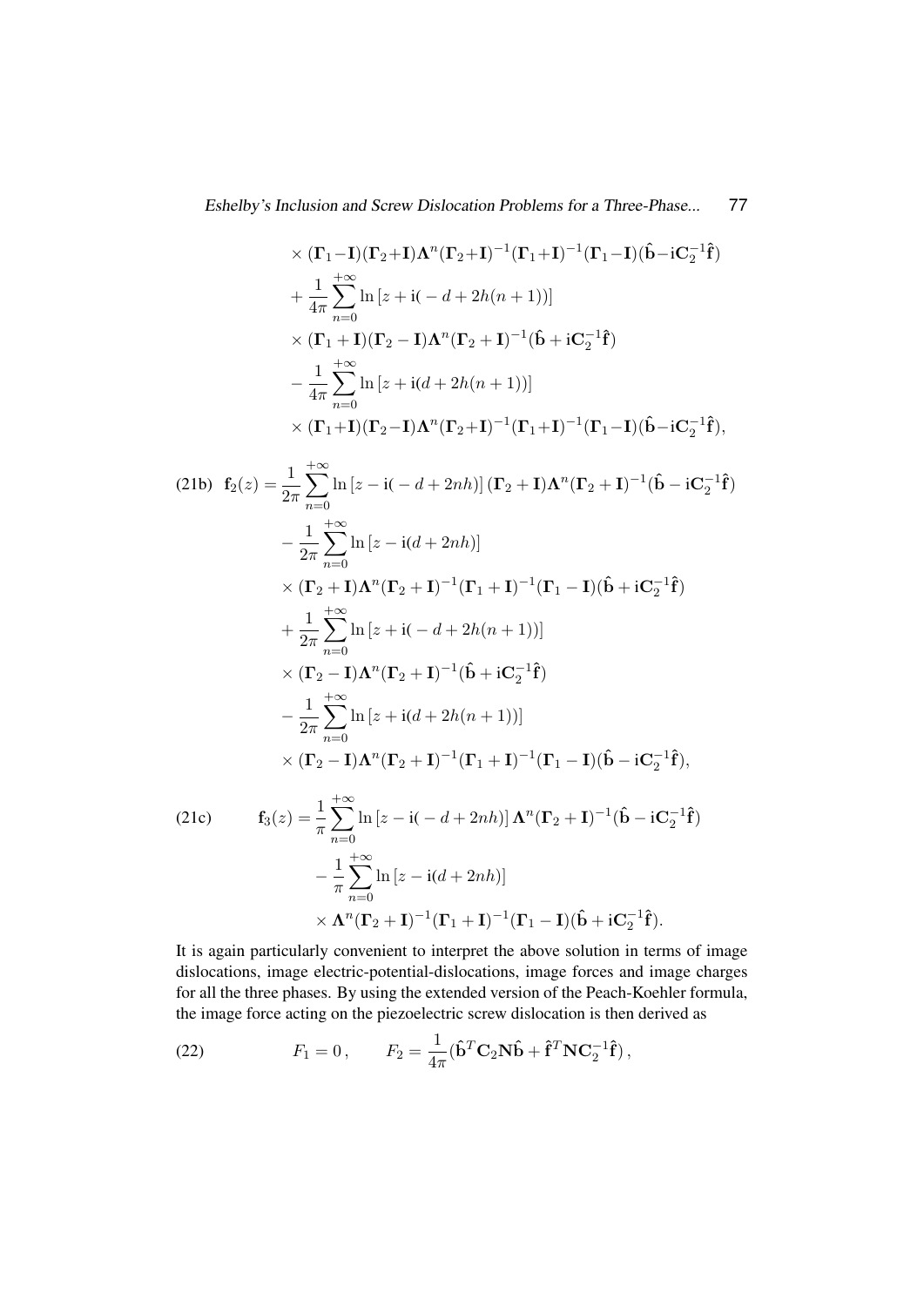$$\times (\mathbf{\Gamma}_1-\mathbf{I})(\mathbf{\Gamma}_2+\mathbf{I})\mathbf{\Lambda}^n(\mathbf{\Gamma}_2+\mathbf{I})^{-1}(\mathbf{\Gamma}_1+\mathbf{I})^{-1}(\mathbf{\Gamma}_1-\mathbf{I})(\hat{\mathbf{b}}-\mathrm{i}\mathbf{C}_2^{-1}\hat{\mathbf{f}})$$
$$+\frac{1}{4\pi}\sum_{n=0}^{+\infty}\ln\left[z+\mathrm{i}(-d+2h(n+1))\right]$$
$$\times (\mathbf{\Gamma}_1+\mathbf{I})(\mathbf{\Gamma}_2-\mathbf{I})\mathbf{\Lambda}^n(\mathbf{\Gamma}_2+\mathbf{I})^{-1}(\hat{\mathbf{b}}+\mathrm{i}\mathbf{C}_2^{-1}\hat{\mathbf{f}})$$
$$-\frac{1}{4\pi}\sum_{n=0}^{+\infty}\ln\left[z+\mathrm{i}(d+2h(n+1))\right]$$
$$\times (\mathbf{\Gamma}_1+\mathbf{I})(\mathbf{\Gamma}_2-\mathbf{I})\mathbf{\Lambda}^n(\mathbf{\Gamma}_2+\mathbf{I})^{-1}(\mathbf{\Gamma}_1+\mathbf{I})^{-1}(\mathbf{\Gamma}_1-\mathbf{I})(\hat{\mathbf{b}}-\mathrm{i}\mathbf{C}_2^{-1}\hat{\mathbf{f}}),$$

$$\text{(21b)}\quad \mathbf{f}_2(z)=\frac{1}{2\pi}\sum_{n=0}^{+\infty}\ln\left[z-\mathrm{i}(-d+2nh)\right](\mathbf{\Gamma}_2+\mathbf{I})\mathbf{\Lambda}^n(\mathbf{\Gamma}_2+\mathbf{I})^{-1}(\hat{\mathbf{b}}-\mathrm{i}\mathbf{C}_2^{-1}\hat{\mathbf{f}})$$
$$-\frac{1}{2\pi}\sum_{n=0}^{+\infty}\ln\left[z-\mathrm{i}(d+2nh)\right]$$
$$\times (\mathbf{\Gamma}_2+\mathbf{I})\mathbf{\Lambda}^n(\mathbf{\Gamma}_2+\mathbf{I})^{-1}(\mathbf{\Gamma}_1+\mathbf{I})^{-1}(\mathbf{\Gamma}_1-\mathbf{I})(\hat{\mathbf{b}}+\mathrm{i}\mathbf{C}_2^{-1}\hat{\mathbf{f}})$$
$$+\frac{1}{2\pi}\sum_{n=0}^{+\infty}\ln\left[z+\mathrm{i}(-d+2h(n+1))\right]$$
$$\times (\mathbf{\Gamma}_2-\mathbf{I})\mathbf{\Lambda}^n(\mathbf{\Gamma}_2+\mathbf{I})^{-1}(\hat{\mathbf{b}}+\mathrm{i}\mathbf{C}_2^{-1}\hat{\mathbf{f}})$$
$$-\frac{1}{2\pi}\sum_{n=0}^{+\infty}\ln\left[z+\mathrm{i}(d+2h(n+1))\right]$$
$$\times (\mathbf{\Gamma}_2-\mathbf{I})\mathbf{\Lambda}^n(\mathbf{\Gamma}_2+\mathbf{I})^{-1}(\mathbf{\Gamma}_1+\mathbf{I})^{-1}(\mathbf{\Gamma}_1-\mathbf{I})(\hat{\mathbf{b}}-\mathrm{i}\mathbf{C}_2^{-1}\hat{\mathbf{f}}),$$

$$\text{(21c)}\qquad \mathbf{f}_3(z)=\frac{1}{\pi}\sum_{n=0}^{+\infty}\ln\left[z-\mathrm{i}(-d+2nh)\right]\mathbf{\Lambda}^n(\mathbf{\Gamma}_2+\mathbf{I})^{-1}(\hat{\mathbf{b}}-\mathrm{i}\mathbf{C}_2^{-1}\hat{\mathbf{f}})$$
$$-\frac{1}{\pi}\sum_{n=0}^{+\infty}\ln\left[z-\mathrm{i}(d+2nh)\right]$$
$$\times \mathbf{\Lambda}^n(\mathbf{\Gamma}_2+\mathbf{I})^{-1}(\mathbf{\Gamma}_1+\mathbf{I})^{-1}(\mathbf{\Gamma}_1-\mathbf{I})(\hat{\mathbf{b}}+\mathrm{i}\mathbf{C}_2^{-1}\hat{\mathbf{f}}).$$

It is again particularly convenient to interpret the above solution in terms of image dislocations, image electric-potential-dislocations, image forces and image charges for all the three phases. By using the extended version of the Peach-Koehler formula, the image force acting on the piezoelectric screw dislocation is then derived as

$$\text{(22)}\qquad F_1=0\,,\qquad F_2=\frac{1}{4\pi}(\hat{\mathbf{b}}^T\mathbf{C}_2\mathbf{N}\hat{\mathbf{b}}+\hat{\mathbf{f}}^T\mathbf{N}\mathbf{C}_2^{-1}\hat{\mathbf{f}})\,,$$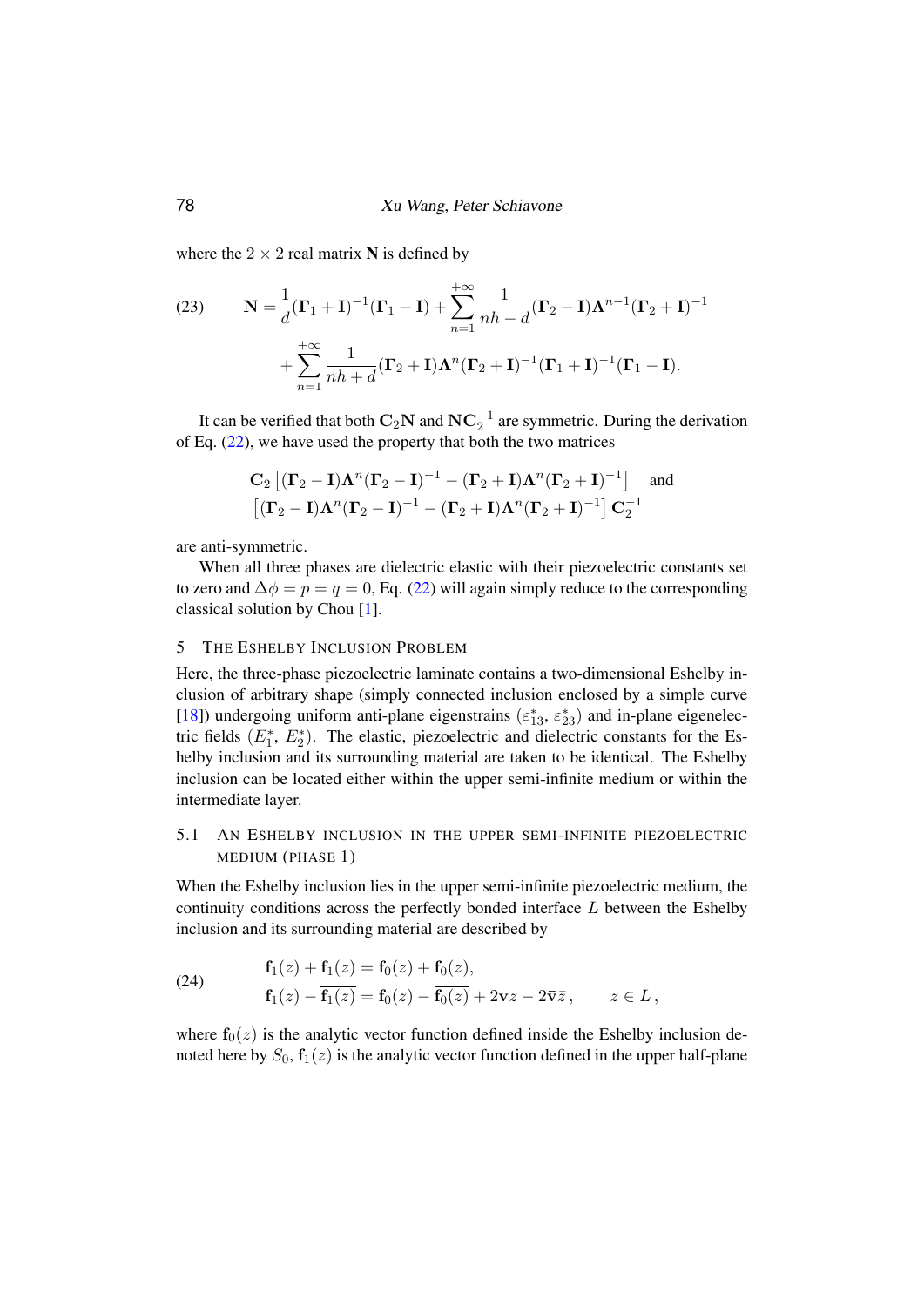where the $2 \times 2$ real matrix $\mathbf{N}$ is defined by

$$
\begin{aligned}
\mathbf{N} = {} & \frac{1}{d}(\mathbf{\Gamma}_1 + \mathbf{I})^{-1}(\mathbf{\Gamma}_1 - \mathbf{I}) + \sum_{n=1}^{+\infty} \frac{1}{nh - d}(\mathbf{\Gamma}_2 - \mathbf{I})\mathbf{\Lambda}^{n-1}(\mathbf{\Gamma}_2 + \mathbf{I})^{-1} \\
& + \sum_{n=1}^{+\infty} \frac{1}{nh + d}(\mathbf{\Gamma}_2 + \mathbf{I})\mathbf{\Lambda}^{n}(\mathbf{\Gamma}_2 + \mathbf{I})^{-1}(\mathbf{\Gamma}_1 + \mathbf{I})^{-1}(\mathbf{\Gamma}_1 - \mathbf{I}).
\end{aligned} \tag{23}
$$

It can be verified that both $\mathbf{C}_2\mathbf{N}$ and $\mathbf{N}\mathbf{C}_2^{-1}$ are symmetric. During the derivation of Eq. (22), we have used the property that both the two matrices

$$
\mathbf{C}_2\left[(\mathbf{\Gamma}_2 - \mathbf{I})\mathbf{\Lambda}^n(\mathbf{\Gamma}_2 - \mathbf{I})^{-1} - (\mathbf{\Gamma}_2 + \mathbf{I})\mathbf{\Lambda}^n(\mathbf{\Gamma}_2 + \mathbf{I})^{-1}\right] \quad \text{and}
$$
$$
\left[(\mathbf{\Gamma}_2 - \mathbf{I})\mathbf{\Lambda}^n(\mathbf{\Gamma}_2 - \mathbf{I})^{-1} - (\mathbf{\Gamma}_2 + \mathbf{I})\mathbf{\Lambda}^n(\mathbf{\Gamma}_2 + \mathbf{I})^{-1}\right]\mathbf{C}_2^{-1}
$$

are anti-symmetric.

When all three phases are dielectric elastic with their piezoelectric constants set to zero and $\Delta\phi = p = q = 0$, Eq. (22) will again simply reduce to the corresponding classical solution by Chou [1].

## 5 The Eshelby Inclusion Problem

Here, the three-phase piezoelectric laminate contains a two-dimensional Eshelby inclusion of arbitrary shape (simply connected inclusion enclosed by a simple curve [18]) undergoing uniform anti-plane eigenstrains ($\varepsilon_{13}^*$, $\varepsilon_{23}^*$) and in-plane eigenelectric fields ($E_1^*$, $E_2^*$). The elastic, piezoelectric and dielectric constants for the Eshelby inclusion and its surrounding material are taken to be identical. The Eshelby inclusion can be located either within the upper semi-infinite medium or within the intermediate layer.

### 5.1 An Eshelby inclusion in the upper semi-infinite piezoelectric medium (phase 1)

When the Eshelby inclusion lies in the upper semi-infinite piezoelectric medium, the continuity conditions across the perfectly bonded interface $L$ between the Eshelby inclusion and its surrounding material are described by

$$
\begin{aligned}
& \mathbf{f}_1(z) + \overline{\mathbf{f}_1(z)} = \mathbf{f}_0(z) + \overline{\mathbf{f}_0(z)}, \\
& \mathbf{f}_1(z) - \overline{\mathbf{f}_1(z)} = \mathbf{f}_0(z) - \overline{\mathbf{f}_0(z)} + 2\mathbf{v}z - 2\bar{\mathbf{v}}\bar{z}, \qquad z \in L,
\end{aligned} \tag{24}
$$

where $\mathbf{f}_0(z)$ is the analytic vector function defined inside the Eshelby inclusion denoted here by $S_0$, $\mathbf{f}_1(z)$ is the analytic vector function defined in the upper half-plane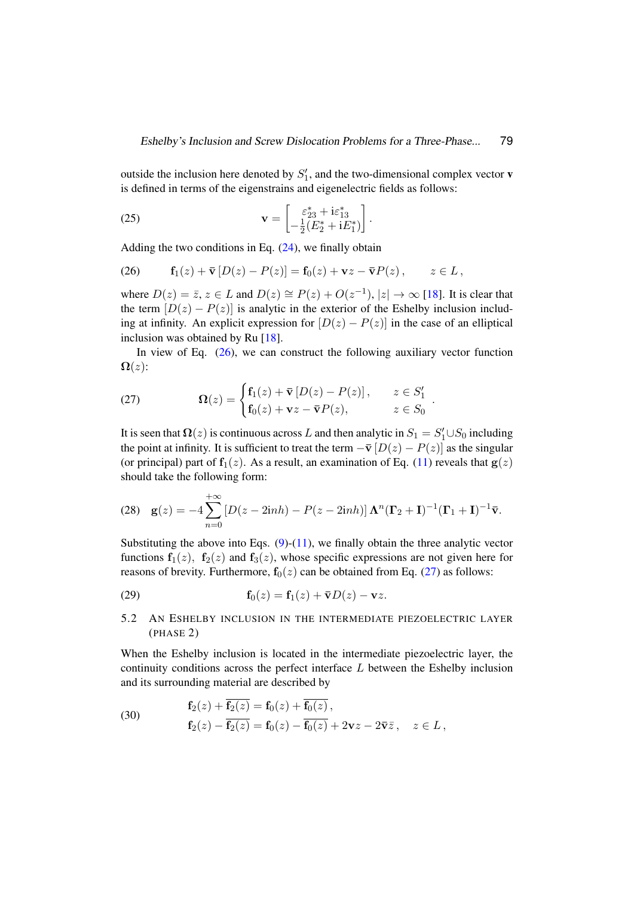outside the inclusion here denoted by $S_1'$, and the two-dimensional complex vector $\mathbf{v}$ is defined in terms of the eigenstrains and eigenelectric fields as follows:

$$\mathbf{v} = \begin{bmatrix} \varepsilon_{23}^* + \mathrm{i}\varepsilon_{13}^* \\ -\frac{1}{2}(E_2^* + \mathrm{i}E_1^*) \end{bmatrix}. \tag{25}$$

Adding the two conditions in Eq. (24), we finally obtain

$$\mathbf{f}_1(z) + \bar{\mathbf{v}}\left[D(z) - P(z)\right] = \mathbf{f}_0(z) + \mathbf{v}z - \bar{\mathbf{v}}P(z)\,, \qquad z \in L\,, \tag{26}$$

where $D(z) = \bar{z}$, $z \in L$ and $D(z) \cong P(z) + O(z^{-1})$, $|z| \to \infty$ [18]. It is clear that the term $[D(z) - P(z)]$ is analytic in the exterior of the Eshelby inclusion including at infinity. An explicit expression for $[D(z) - P(z)]$ in the case of an elliptical inclusion was obtained by Ru [18].

In view of Eq. (26), we can construct the following auxiliary vector function $\mathbf{\Omega}(z)$:

$$\mathbf{\Omega}(z) = \begin{cases} \mathbf{f}_1(z) + \bar{\mathbf{v}}\left[D(z) - P(z)\right], & z \in S_1' \\ \mathbf{f}_0(z) + \mathbf{v}z - \bar{\mathbf{v}}P(z), & z \in S_0 \end{cases}. \tag{27}$$

It is seen that $\mathbf{\Omega}(z)$ is continuous across $L$ and then analytic in $S_1 = S_1' \cup S_0$ including the point at infinity. It is sufficient to treat the term $-\bar{\mathbf{v}}\left[D(z) - P(z)\right]$ as the singular (or principal) part of $\mathbf{f}_1(z)$. As a result, an examination of Eq. (11) reveals that $\mathbf{g}(z)$ should take the following form:

$$\mathbf{g}(z) = -4\sum_{n=0}^{+\infty}\left[D(z - 2\mathrm{i}nh) - P(z - 2\mathrm{i}nh)\right]\mathbf{\Lambda}^n(\mathbf{\Gamma}_2 + \mathbf{I})^{-1}(\mathbf{\Gamma}_1 + \mathbf{I})^{-1}\bar{\mathbf{v}}. \tag{28}$$

Substituting the above into Eqs. (9)-(11), we finally obtain the three analytic vector functions $\mathbf{f}_1(z)$, $\mathbf{f}_2(z)$ and $\mathbf{f}_3(z)$, whose specific expressions are not given here for reasons of brevity. Furthermore, $\mathbf{f}_0(z)$ can be obtained from Eq. (27) as follows:

$$\mathbf{f}_0(z) = \mathbf{f}_1(z) + \bar{\mathbf{v}}D(z) - \mathbf{v}z. \tag{29}$$

### 5.2 An Eshelby inclusion in the intermediate piezoelectric layer (phase 2)

When the Eshelby inclusion is located in the intermediate piezoelectric layer, the continuity conditions across the perfect interface $L$ between the Eshelby inclusion and its surrounding material are described by

$$\begin{aligned} &\mathbf{f}_2(z) + \overline{\mathbf{f}_2(z)} = \mathbf{f}_0(z) + \overline{\mathbf{f}_0(z)}\,, \\ &\mathbf{f}_2(z) - \overline{\mathbf{f}_2(z)} = \mathbf{f}_0(z) - \overline{\mathbf{f}_0(z)} + 2\mathbf{v}z - 2\bar{\mathbf{v}}\bar{z}\,, \quad z \in L\,, \end{aligned} \tag{30}$$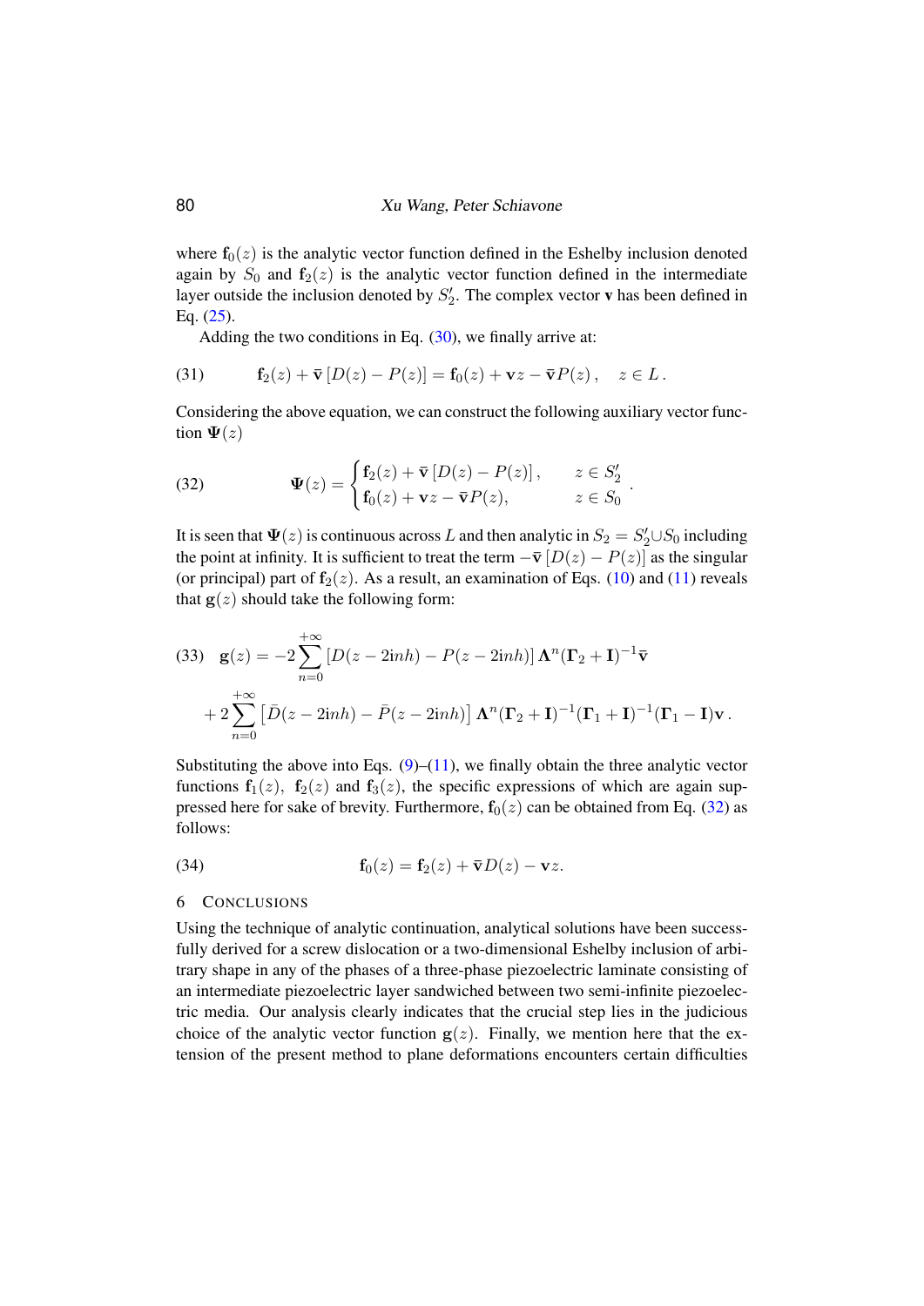where $\mathbf{f}_0(z)$ is the analytic vector function defined in the Eshelby inclusion denoted again by $S_0$ and $\mathbf{f}_2(z)$ is the analytic vector function defined in the intermediate layer outside the inclusion denoted by $S_2'$. The complex vector $\mathbf{v}$ has been defined in Eq. (25).

Adding the two conditions in Eq. (30), we finally arrive at:

$$\mathbf{f}_2(z) + \bar{\mathbf{v}}\,[D(z) - P(z)] = \mathbf{f}_0(z) + \mathbf{v}z - \bar{\mathbf{v}}P(z)\,, \quad z \in L\,. \tag{31}$$

Considering the above equation, we can construct the following auxiliary vector function $\boldsymbol{\Psi}(z)$

$$\boldsymbol{\Psi}(z) = \begin{cases} \mathbf{f}_2(z) + \bar{\mathbf{v}}\,[D(z) - P(z)]\,, & z \in S_2' \\ \mathbf{f}_0(z) + \mathbf{v}z - \bar{\mathbf{v}}P(z), & z \in S_0 \end{cases}. \tag{32}$$

It is seen that $\boldsymbol{\Psi}(z)$ is continuous across $L$ and then analytic in $S_2 = S_2' \cup S_0$ including the point at infinity. It is sufficient to treat the term $-\bar{\mathbf{v}}\,[D(z) - P(z)]$ as the singular (or principal) part of $\mathbf{f}_2(z)$. As a result, an examination of Eqs. (10) and (11) reveals that $\mathbf{g}(z)$ should take the following form:

$$\mathbf{g}(z) = -2\sum_{n=0}^{+\infty}[D(z - 2inh) - P(z - 2inh)]\,\boldsymbol{\Lambda}^n(\boldsymbol{\Gamma}_2 + \mathbf{I})^{-1}\bar{\mathbf{v}} + 2\sum_{n=0}^{+\infty}\left[\bar{D}(z - 2inh) - \bar{P}(z - 2inh)\right]\boldsymbol{\Lambda}^n(\boldsymbol{\Gamma}_2 + \mathbf{I})^{-1}(\boldsymbol{\Gamma}_1 + \mathbf{I})^{-1}(\boldsymbol{\Gamma}_1 - \mathbf{I})\mathbf{v}\,. \tag{33}$$

Substituting the above into Eqs. (9)–(11), we finally obtain the three analytic vector functions $\mathbf{f}_1(z)$, $\mathbf{f}_2(z)$ and $\mathbf{f}_3(z)$, the specific expressions of which are again suppressed here for sake of brevity. Furthermore, $\mathbf{f}_0(z)$ can be obtained from Eq. (32) as follows:

$$\mathbf{f}_0(z) = \mathbf{f}_2(z) + \bar{\mathbf{v}}D(z) - \mathbf{v}z. \tag{34}$$

## 6 Conclusions

Using the technique of analytic continuation, analytical solutions have been successfully derived for a screw dislocation or a two-dimensional Eshelby inclusion of arbitrary shape in any of the phases of a three-phase piezoelectric laminate consisting of an intermediate piezoelectric layer sandwiched between two semi-infinite piezoelectric media. Our analysis clearly indicates that the crucial step lies in the judicious choice of the analytic vector function $\mathbf{g}(z)$. Finally, we mention here that the extension of the present method to plane deformations encounters certain difficulties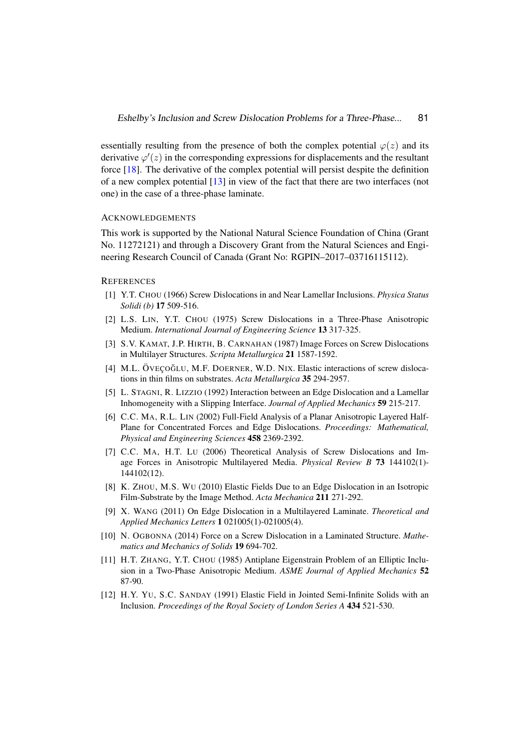essentially resulting from the presence of both the complex potential $\varphi(z)$ and its derivative $\varphi'(z)$ in the corresponding expressions for displacements and the resultant force [18]. The derivative of the complex potential will persist despite the definition of a new complex potential [13] in view of the fact that there are two interfaces (not one) in the case of a three-phase laminate.

### Acknowledgements

This work is supported by the National Natural Science Foundation of China (Grant No. 11272121) and through a Discovery Grant from the Natural Sciences and Engineering Research Council of Canada (Grant No: RGPIN–2017–03716115112).

### References

[1] Y.T. Chou (1966) Screw Dislocations in and Near Lamellar Inclusions. *Physica Status Solidi (b)* **17** 509-516.

[2] L.S. Lin, Y.T. Chou (1975) Screw Dislocations in a Three-Phase Anisotropic Medium. *International Journal of Engineering Science* **13** 317-325.

[3] S.V. Kamat, J.P. Hirth, B. Carnahan (1987) Image Forces on Screw Dislocations in Multilayer Structures. *Scripta Metallurgica* **21** 1587-1592.

[4] M.L. Öveçoğlu, M.F. Doerner, W.D. Nix. Elastic interactions of screw dislocations in thin films on substrates. *Acta Metallurgica* **35** 294-2957.

[5] L. Stagni, R. Lizzio (1992) Interaction between an Edge Dislocation and a Lamellar Inhomogeneity with a Slipping Interface. *Journal of Applied Mechanics* **59** 215-217.

[6] C.C. Ma, R.L. Lin (2002) Full-Field Analysis of a Planar Anisotropic Layered Half-Plane for Concentrated Forces and Edge Dislocations. *Proceedings: Mathematical, Physical and Engineering Sciences* **458** 2369-2392.

[7] C.C. Ma, H.T. Lu (2006) Theoretical Analysis of Screw Dislocations and Image Forces in Anisotropic Multilayered Media. *Physical Review B* **73** 144102(1)-144102(12).

[8] K. Zhou, M.S. Wu (2010) Elastic Fields Due to an Edge Dislocation in an Isotropic Film-Substrate by the Image Method. *Acta Mechanica* **211** 271-292.

[9] X. Wang (2011) On Edge Dislocation in a Multilayered Laminate. *Theoretical and Applied Mechanics Letters* **1** 021005(1)-021005(4).

[10] N. Ogbonna (2014) Force on a Screw Dislocation in a Laminated Structure. *Mathematics and Mechanics of Solids* **19** 694-702.

[11] H.T. Zhang, Y.T. Chou (1985) Antiplane Eigenstrain Problem of an Elliptic Inclusion in a Two-Phase Anisotropic Medium. *ASME Journal of Applied Mechanics* **52** 87-90.

[12] H.Y. Yu, S.C. Sanday (1991) Elastic Field in Jointed Semi-Infinite Solids with an Inclusion. *Proceedings of the Royal Society of London Series A* **434** 521-530.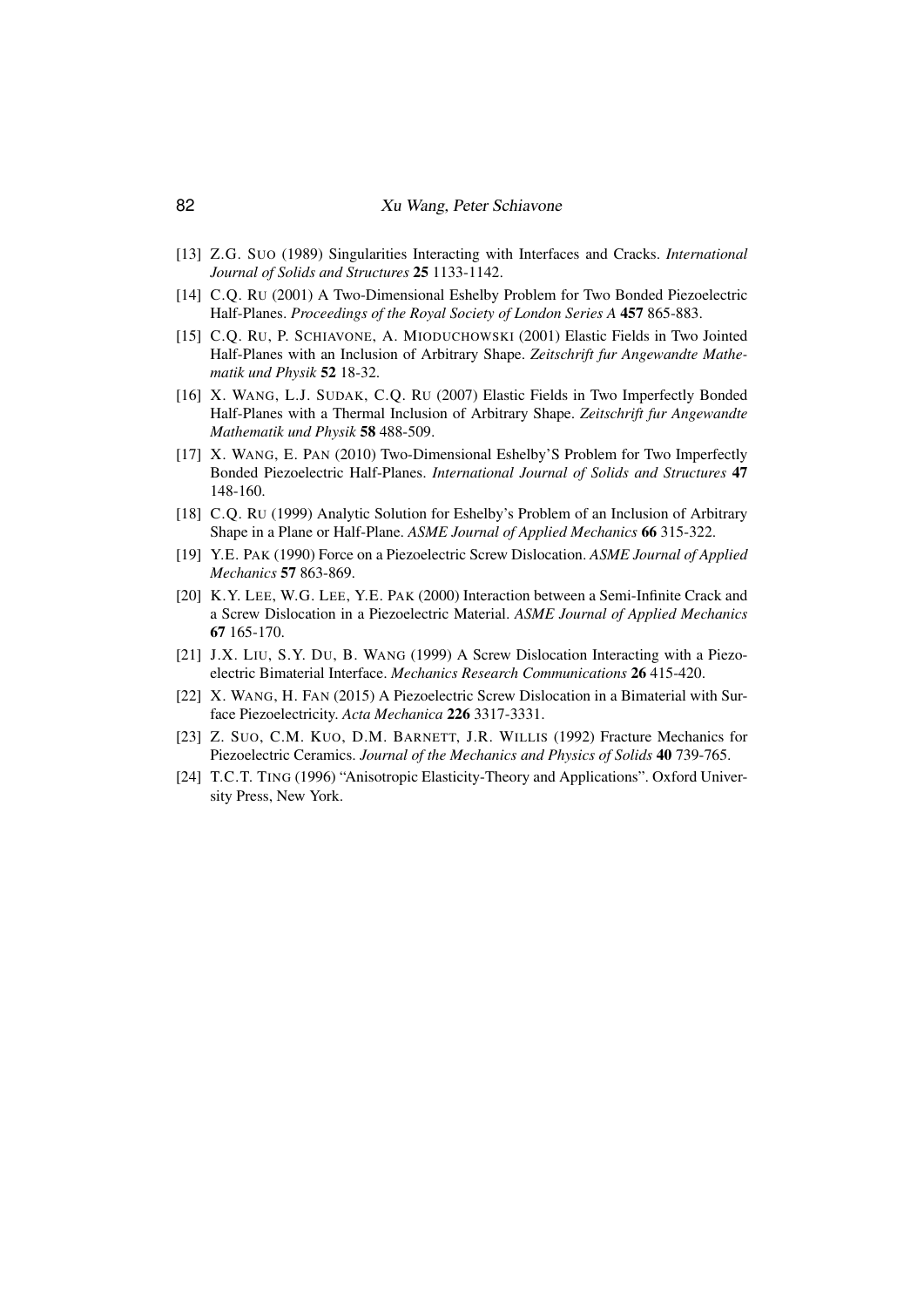[13] Z.G. SUO (1989) Singularities Interacting with Interfaces and Cracks. *International Journal of Solids and Structures* **25** 1133-1142.

[14] C.Q. RU (2001) A Two-Dimensional Eshelby Problem for Two Bonded Piezoelectric Half-Planes. *Proceedings of the Royal Society of London Series A* **457** 865-883.

[15] C.Q. RU, P. SCHIAVONE, A. MIODUCHOWSKI (2001) Elastic Fields in Two Jointed Half-Planes with an Inclusion of Arbitrary Shape. *Zeitschrift fur Angewandte Mathematik und Physik* **52** 18-32.

[16] X. WANG, L.J. SUDAK, C.Q. RU (2007) Elastic Fields in Two Imperfectly Bonded Half-Planes with a Thermal Inclusion of Arbitrary Shape. *Zeitschrift fur Angewandte Mathematik und Physik* **58** 488-509.

[17] X. WANG, E. PAN (2010) Two-Dimensional Eshelby'S Problem for Two Imperfectly Bonded Piezoelectric Half-Planes. *International Journal of Solids and Structures* **47** 148-160.

[18] C.Q. RU (1999) Analytic Solution for Eshelby's Problem of an Inclusion of Arbitrary Shape in a Plane or Half-Plane. *ASME Journal of Applied Mechanics* **66** 315-322.

[19] Y.E. PAK (1990) Force on a Piezoelectric Screw Dislocation. *ASME Journal of Applied Mechanics* **57** 863-869.

[20] K.Y. LEE, W.G. LEE, Y.E. PAK (2000) Interaction between a Semi-Infinite Crack and a Screw Dislocation in a Piezoelectric Material. *ASME Journal of Applied Mechanics* **67** 165-170.

[21] J.X. LIU, S.Y. DU, B. WANG (1999) A Screw Dislocation Interacting with a Piezoelectric Bimaterial Interface. *Mechanics Research Communications* **26** 415-420.

[22] X. WANG, H. FAN (2015) A Piezoelectric Screw Dislocation in a Bimaterial with Surface Piezoelectricity. *Acta Mechanica* **226** 3317-3331.

[23] Z. SUO, C.M. KUO, D.M. BARNETT, J.R. WILLIS (1992) Fracture Mechanics for Piezoelectric Ceramics. *Journal of the Mechanics and Physics of Solids* **40** 739-765.

[24] T.C.T. TING (1996) "Anisotropic Elasticity-Theory and Applications". Oxford University Press, New York.